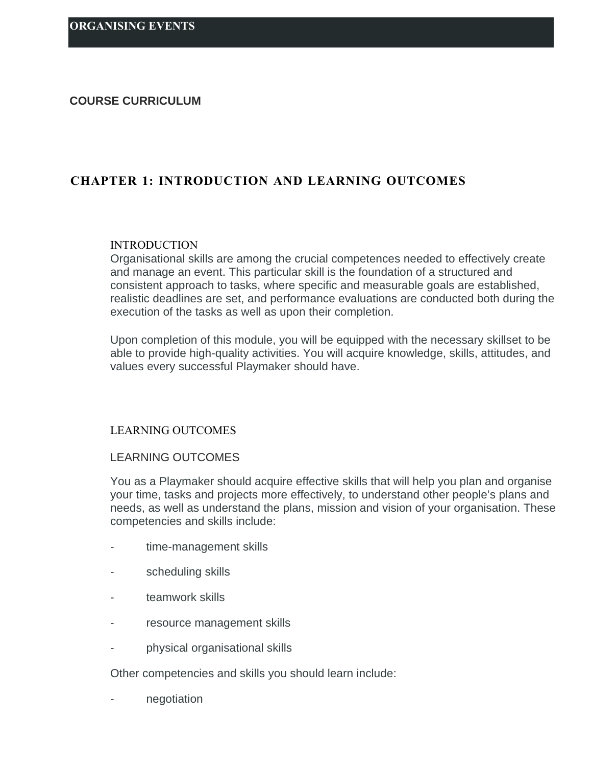# ORGANISING EVENTS

**COURSE CURRICULUM**

## CHAPTER 1: INTRODUCTION AND LEARNING OUTCOMES

### INTRODUCTION

Organisational skills are among the crucial competences needed to effectively create and manage an event. This particular skill is the foundation of a structured and consistent approach to tasks, where specific and measurable goals are established, realistic deadlines are set, and performance evaluations are conducted both during the execution of the tasks as well as upon their completion.

Upon completion of this module, you will be equipped with the necessary skillset to be able to provide high-quality activities. You will acquire knowledge, skills, attitudes, and values every successful Playmaker should have.

### LEARNING OUTCOMES

LEARNING OUTCOMES

You as a Playmaker should acquire effective skills that will help you plan and organise your time, tasks and projects more effectively, to understand other people's plans and needs, as well as understand the plans, mission and vision of your organisation. These competencies and skills include:

- time-management skills
- scheduling skills
- teamwork skills
- resource management skills
- physical organisational skills

Other competencies and skills you should learn include:

- negotiation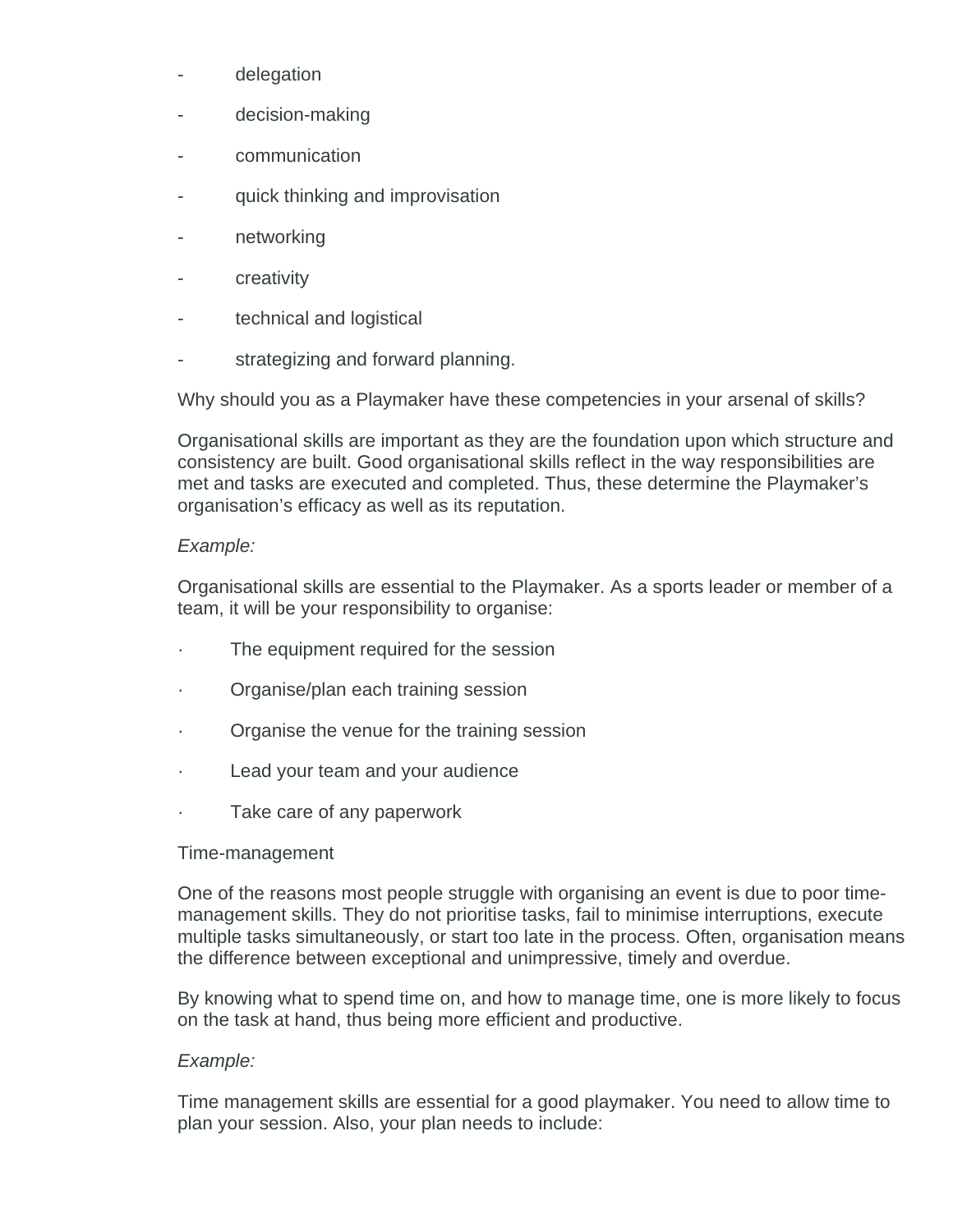- delegation
- decision-making
- communication
- quick thinking and improvisation
- networking
- creativity
- technical and logistical
- strategizing and forward planning.

Why should you as a Playmaker have these competencies in your arsenal of skills?

Organisational skills are important as they are the foundation upon which structure and consistency are built. Good organisational skills reflect in the way responsibilities are met and tasks are executed and completed. Thus, these determine the Playmaker's organisation's efficacy as well as its reputation.

*Example:*

Organisational skills are essential to the Playmaker. As a sports leader or member of a team, it will be your responsibility to organise:

- The equipment required for the session
- Organise/plan each training session
- Organise the venue for the training session
- Lead your team and your audience
- Take care of any paperwork

Time-management

One of the reasons most people struggle with organising an event is due to poor time-management skills. They do not prioritise tasks, fail to minimise interruptions, execute multiple tasks simultaneously, or start too late in the process. Often, organisation means the difference between exceptional and unimpressive, timely and overdue.

By knowing what to spend time on, and how to manage time, one is more likely to focus on the task at hand, thus being more efficient and productive.

*Example:*

Time management skills are essential for a good playmaker. You need to allow time to plan your session. Also, your plan needs to include: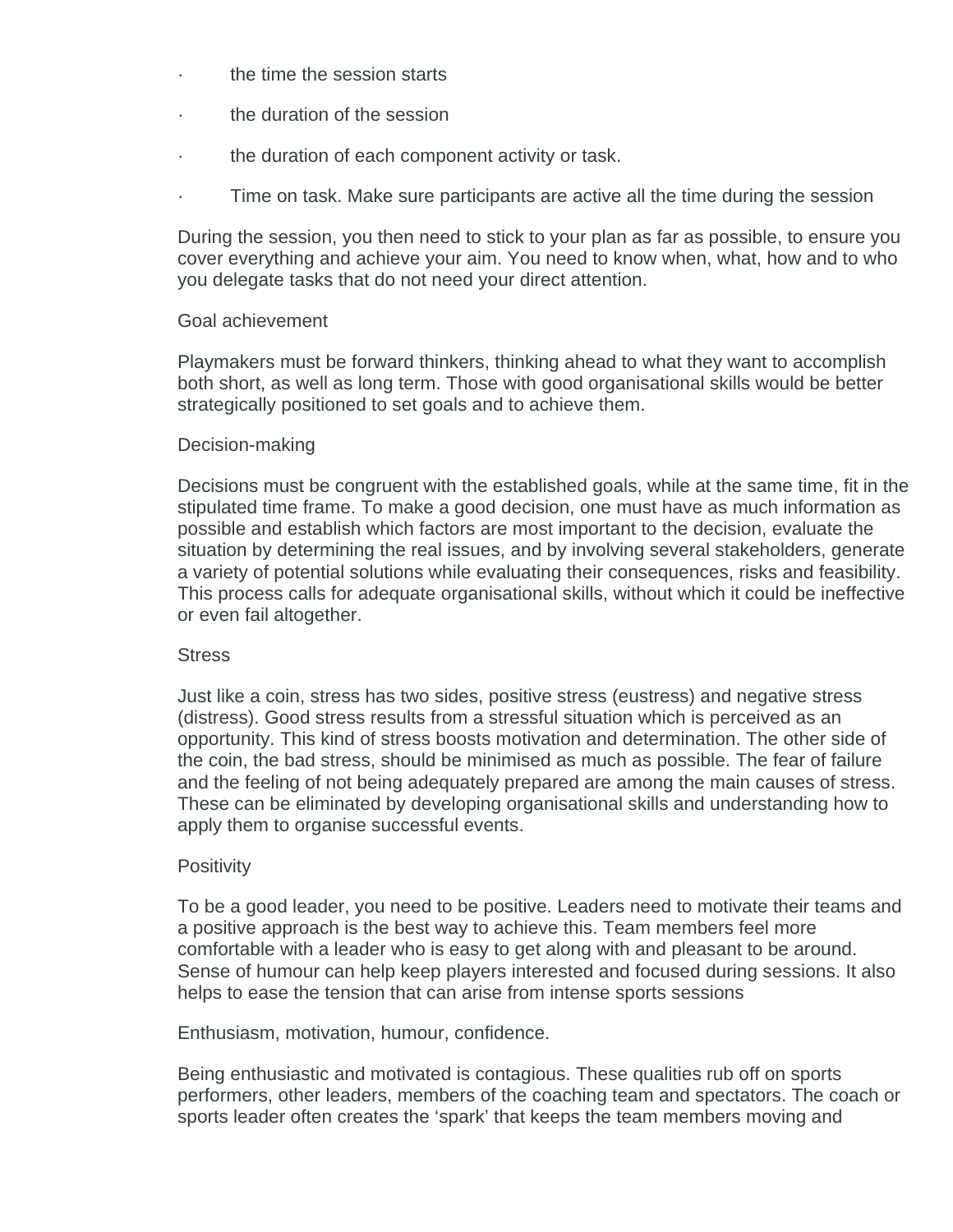- the time the session starts
- the duration of the session
- the duration of each component activity or task.
- Time on task. Make sure participants are active all the time during the session

During the session, you then need to stick to your plan as far as possible, to ensure you cover everything and achieve your aim. You need to know when, what, how and to who you delegate tasks that do not need your direct attention.

Goal achievement

Playmakers must be forward thinkers, thinking ahead to what they want to accomplish both short, as well as long term. Those with good organisational skills would be better strategically positioned to set goals and to achieve them.

Decision-making

Decisions must be congruent with the established goals, while at the same time, fit in the stipulated time frame. To make a good decision, one must have as much information as possible and establish which factors are most important to the decision, evaluate the situation by determining the real issues, and by involving several stakeholders, generate a variety of potential solutions while evaluating their consequences, risks and feasibility. This process calls for adequate organisational skills, without which it could be ineffective or even fail altogether.

Stress

Just like a coin, stress has two sides, positive stress (eustress) and negative stress (distress). Good stress results from a stressful situation which is perceived as an opportunity. This kind of stress boosts motivation and determination. The other side of the coin, the bad stress, should be minimised as much as possible. The fear of failure and the feeling of not being adequately prepared are among the main causes of stress. These can be eliminated by developing organisational skills and understanding how to apply them to organise successful events.

Positivity

To be a good leader, you need to be positive. Leaders need to motivate their teams and a positive approach is the best way to achieve this. Team members feel more comfortable with a leader who is easy to get along with and pleasant to be around. Sense of humour can help keep players interested and focused during sessions. It also helps to ease the tension that can arise from intense sports sessions

Enthusiasm, motivation, humour, confidence.

Being enthusiastic and motivated is contagious. These qualities rub off on sports performers, other leaders, members of the coaching team and spectators. The coach or sports leader often creates the 'spark' that keeps the team members moving and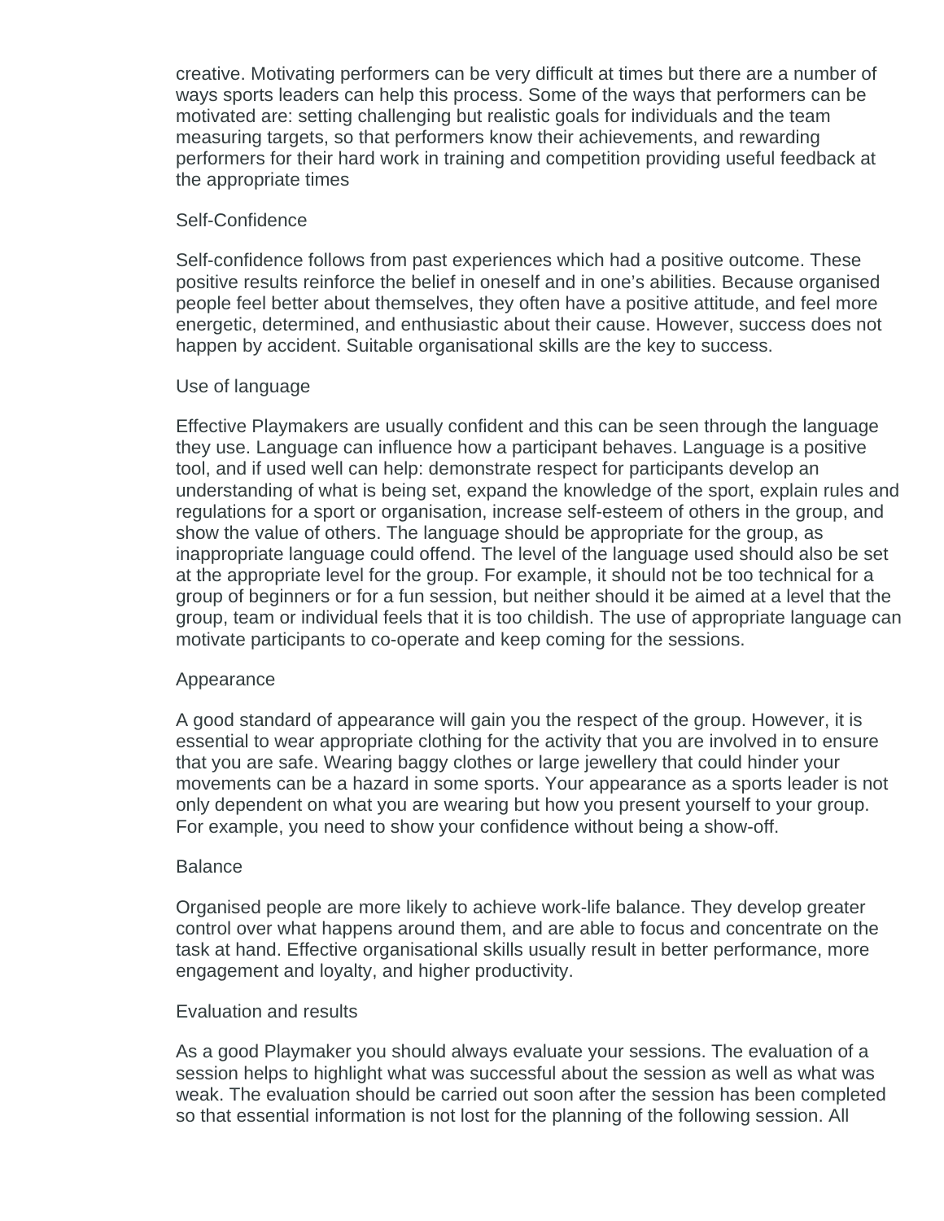creative. Motivating performers can be very difficult at times but there are a number of ways sports leaders can help this process. Some of the ways that performers can be motivated are: setting challenging but realistic goals for individuals and the team measuring targets, so that performers know their achievements, and rewarding performers for their hard work in training and competition providing useful feedback at the appropriate times

## Self-Confidence

Self-confidence follows from past experiences which had a positive outcome. These positive results reinforce the belief in oneself and in one's abilities. Because organised people feel better about themselves, they often have a positive attitude, and feel more energetic, determined, and enthusiastic about their cause. However, success does not happen by accident. Suitable organisational skills are the key to success.

## Use of language

Effective Playmakers are usually confident and this can be seen through the language they use. Language can influence how a participant behaves. Language is a positive tool, and if used well can help: demonstrate respect for participants develop an understanding of what is being set, expand the knowledge of the sport, explain rules and regulations for a sport or organisation, increase self-esteem of others in the group, and show the value of others. The language should be appropriate for the group, as inappropriate language could offend. The level of the language used should also be set at the appropriate level for the group. For example, it should not be too technical for a group of beginners or for a fun session, but neither should it be aimed at a level that the group, team or individual feels that it is too childish. The use of appropriate language can motivate participants to co-operate and keep coming for the sessions.

## Appearance

A good standard of appearance will gain you the respect of the group. However, it is essential to wear appropriate clothing for the activity that you are involved in to ensure that you are safe. Wearing baggy clothes or large jewellery that could hinder your movements can be a hazard in some sports. Your appearance as a sports leader is not only dependent on what you are wearing but how you present yourself to your group. For example, you need to show your confidence without being a show-off.

## Balance

Organised people are more likely to achieve work-life balance. They develop greater control over what happens around them, and are able to focus and concentrate on the task at hand. Effective organisational skills usually result in better performance, more engagement and loyalty, and higher productivity.

## Evaluation and results

As a good Playmaker you should always evaluate your sessions. The evaluation of a session helps to highlight what was successful about the session as well as what was weak. The evaluation should be carried out soon after the session has been completed so that essential information is not lost for the planning of the following session. All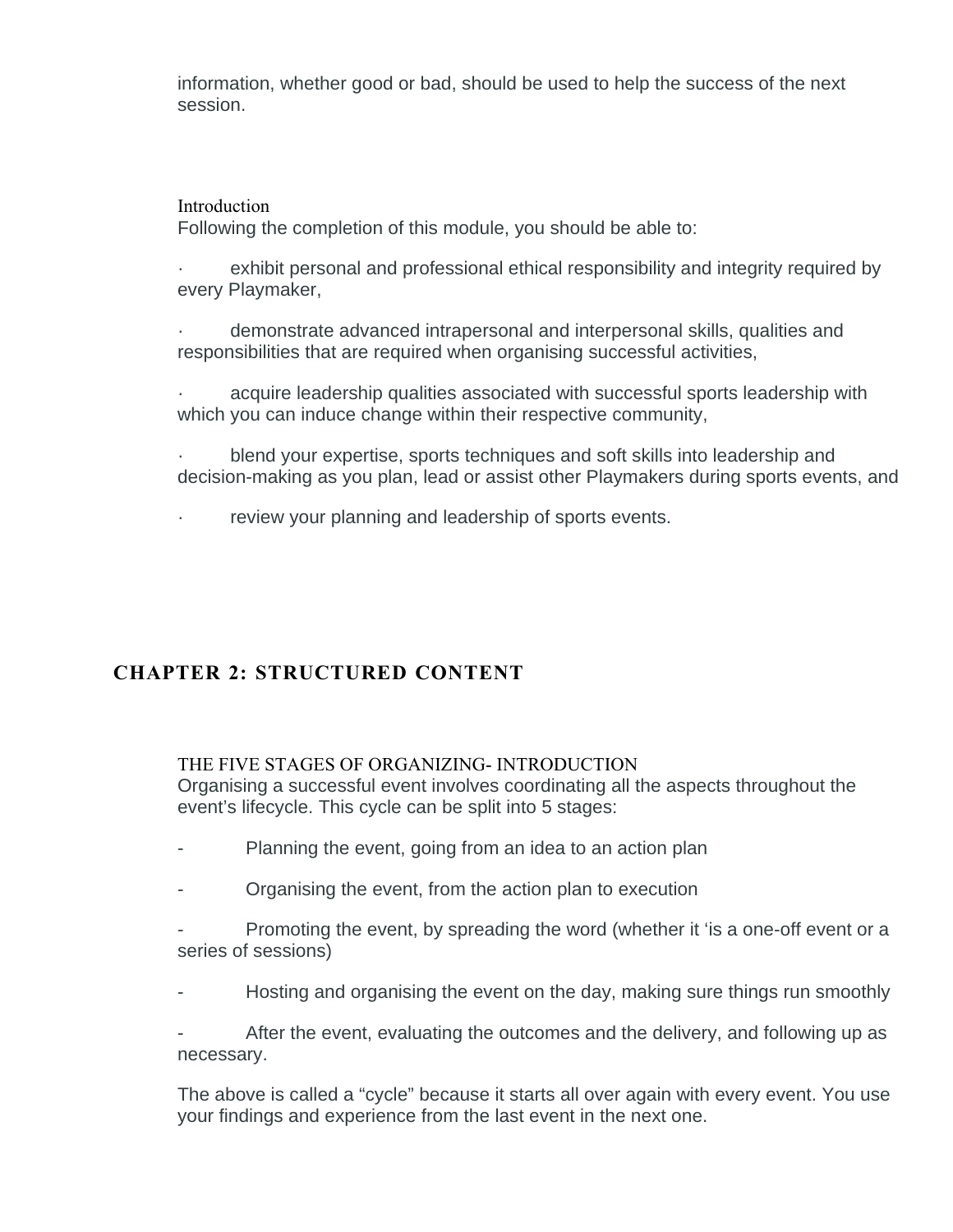information, whether good or bad, should be used to help the success of the next session.

### Introduction

Following the completion of this module, you should be able to:

- exhibit personal and professional ethical responsibility and integrity required by every Playmaker,
- demonstrate advanced intrapersonal and interpersonal skills, qualities and responsibilities that are required when organising successful activities,
- acquire leadership qualities associated with successful sports leadership with which you can induce change within their respective community,
- blend your expertise, sports techniques and soft skills into leadership and decision-making as you plan, lead or assist other Playmakers during sports events, and
- review your planning and leadership of sports events.

# CHAPTER 2: STRUCTURED CONTENT

### THE FIVE STAGES OF ORGANIZING- INTRODUCTION

Organising a successful event involves coordinating all the aspects throughout the event's lifecycle. This cycle can be split into 5 stages:

- Planning the event, going from an idea to an action plan
- Organising the event, from the action plan to execution
- Promoting the event, by spreading the word (whether it 'is a one-off event or a series of sessions)
- Hosting and organising the event on the day, making sure things run smoothly
- After the event, evaluating the outcomes and the delivery, and following up as necessary.

The above is called a "cycle" because it starts all over again with every event. You use your findings and experience from the last event in the next one.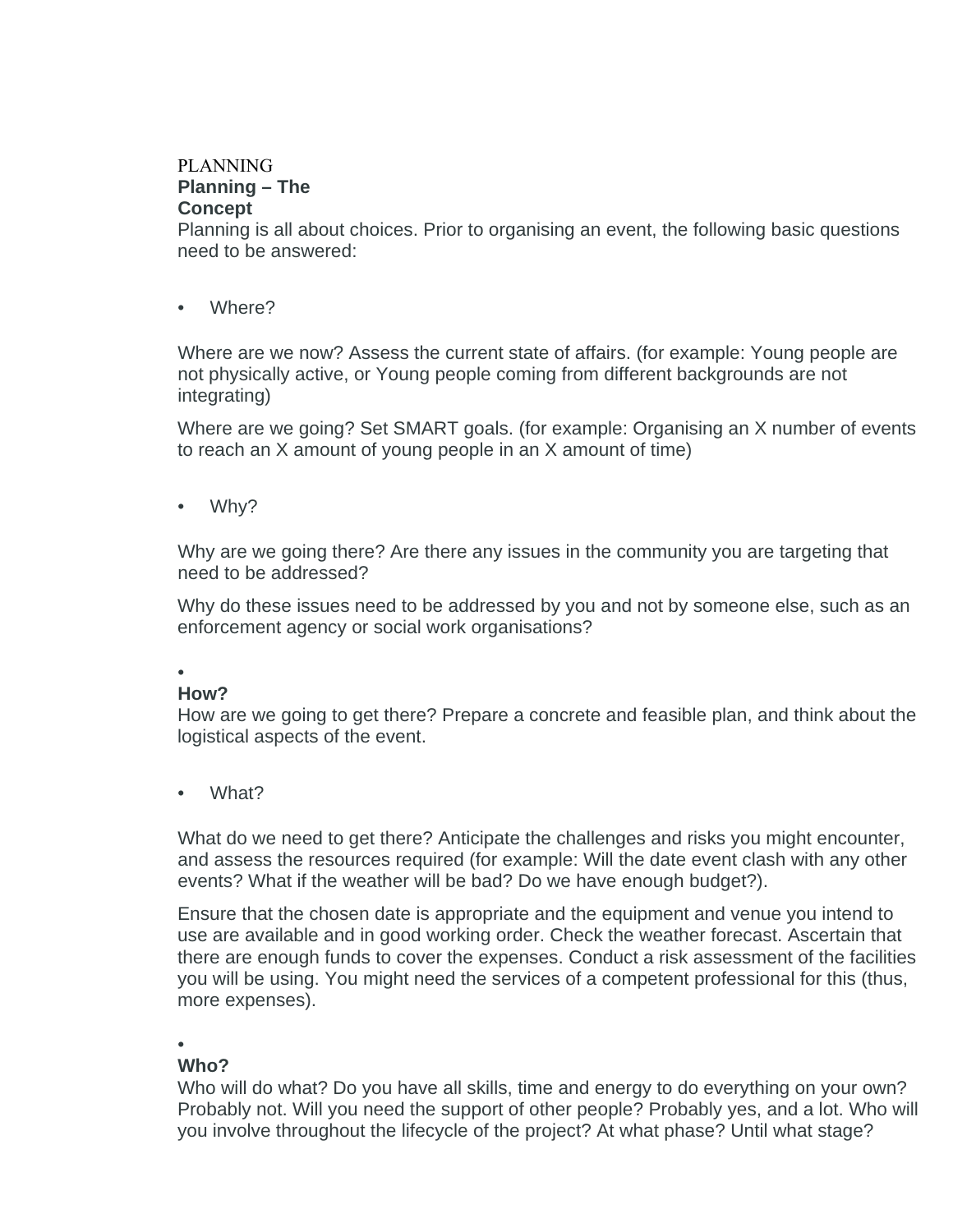# PLANNING

## Planning – The Concept

Planning is all about choices. Prior to organising an event, the following basic questions need to be answered:

- Where?

Where are we now? Assess the current state of affairs. (for example: Young people are not physically active, or Young people coming from different backgrounds are not integrating)

Where are we going? Set SMART goals. (for example: Organising an X number of events to reach an X amount of young people in an X amount of time)

- Why?

Why are we going there? Are there any issues in the community you are targeting that need to be addressed?

Why do these issues need to be addressed by you and not by someone else, such as an enforcement agency or social work organisations?

- **How?**

How are we going to get there? Prepare a concrete and feasible plan, and think about the logistical aspects of the event.

- What?

What do we need to get there? Anticipate the challenges and risks you might encounter, and assess the resources required (for example: Will the date event clash with any other events? What if the weather will be bad? Do we have enough budget?).

Ensure that the chosen date is appropriate and the equipment and venue you intend to use are available and in good working order. Check the weather forecast. Ascertain that there are enough funds to cover the expenses. Conduct a risk assessment of the facilities you will be using. You might need the services of a competent professional for this (thus, more expenses).

- **Who?**

Who will do what? Do you have all skills, time and energy to do everything on your own? Probably not. Will you need the support of other people? Probably yes, and a lot. Who will you involve throughout the lifecycle of the project? At what phase? Until what stage?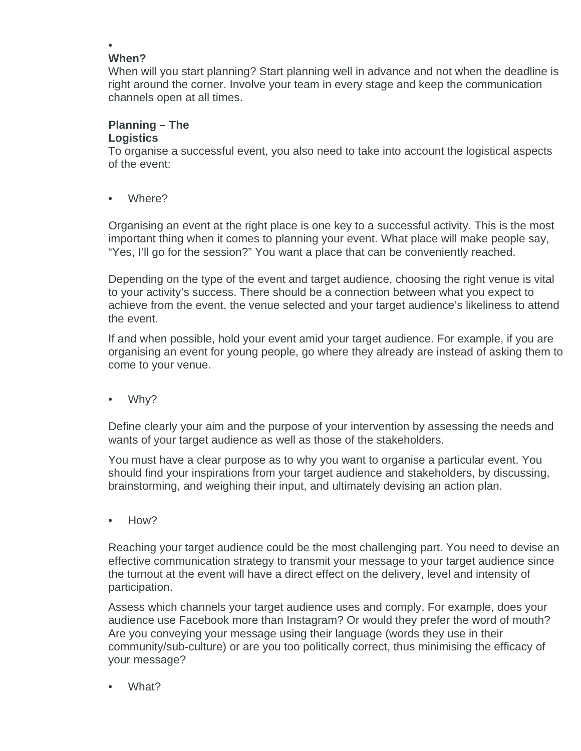- **When?**

When will you start planning? Start planning well in advance and not when the deadline is right around the corner. Involve your team in every stage and keep the communication channels open at all times.

**Planning – The Logistics**

To organise a successful event, you also need to take into account the logistical aspects of the event:

- Where?

Organising an event at the right place is one key to a successful activity. This is the most important thing when it comes to planning your event. What place will make people say, "Yes, I'll go for the session?" You want a place that can be conveniently reached.

Depending on the type of the event and target audience, choosing the right venue is vital to your activity's success. There should be a connection between what you expect to achieve from the event, the venue selected and your target audience's likeliness to attend the event.

If and when possible, hold your event amid your target audience. For example, if you are organising an event for young people, go where they already are instead of asking them to come to your venue.

- Why?

Define clearly your aim and the purpose of your intervention by assessing the needs and wants of your target audience as well as those of the stakeholders.

You must have a clear purpose as to why you want to organise a particular event. You should find your inspirations from your target audience and stakeholders, by discussing, brainstorming, and weighing their input, and ultimately devising an action plan.

- How?

Reaching your target audience could be the most challenging part. You need to devise an effective communication strategy to transmit your message to your target audience since the turnout at the event will have a direct effect on the delivery, level and intensity of participation.

Assess which channels your target audience uses and comply. For example, does your audience use Facebook more than Instagram? Or would they prefer the word of mouth? Are you conveying your message using their language (words they use in their community/sub-culture) or are you too politically correct, thus minimising the efficacy of your message?

- What?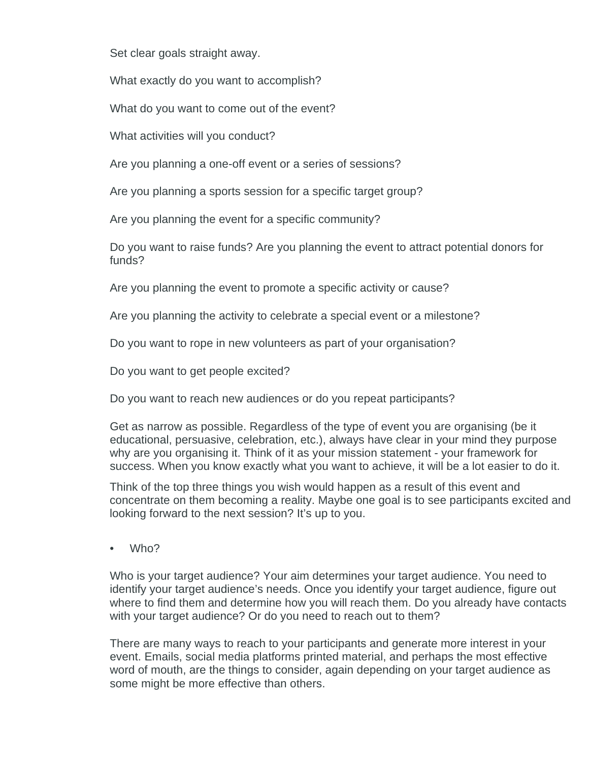Set clear goals straight away.

What exactly do you want to accomplish?

What do you want to come out of the event?

What activities will you conduct?

Are you planning a one-off event or a series of sessions?

Are you planning a sports session for a specific target group?

Are you planning the event for a specific community?

Do you want to raise funds? Are you planning the event to attract potential donors for funds?

Are you planning the event to promote a specific activity or cause?

Are you planning the activity to celebrate a special event or a milestone?

Do you want to rope in new volunteers as part of your organisation?

Do you want to get people excited?

Do you want to reach new audiences or do you repeat participants?

Get as narrow as possible. Regardless of the type of event you are organising (be it educational, persuasive, celebration, etc.), always have clear in your mind they purpose why are you organising it. Think of it as your mission statement - your framework for success. When you know exactly what you want to achieve, it will be a lot easier to do it.

Think of the top three things you wish would happen as a result of this event and concentrate on them becoming a reality. Maybe one goal is to see participants excited and looking forward to the next session? It's up to you.

- Who?

Who is your target audience? Your aim determines your target audience. You need to identify your target audience's needs. Once you identify your target audience, figure out where to find them and determine how you will reach them. Do you already have contacts with your target audience? Or do you need to reach out to them?

There are many ways to reach to your participants and generate more interest in your event. Emails, social media platforms printed material, and perhaps the most effective word of mouth, are the things to consider, again depending on your target audience as some might be more effective than others.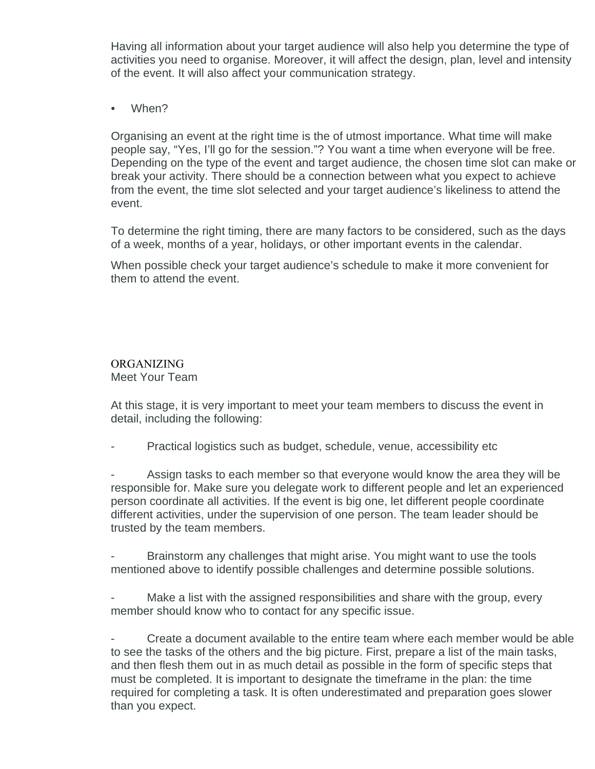Having all information about your target audience will also help you determine the type of activities you need to organise. Moreover, it will affect the design, plan, level and intensity of the event. It will also affect your communication strategy.

- When?

Organising an event at the right time is the of utmost importance. What time will make people say, “Yes, I’ll go for the session.”? You want a time when everyone will be free. Depending on the type of the event and target audience, the chosen time slot can make or break your activity. There should be a connection between what you expect to achieve from the event, the time slot selected and your target audience’s likeliness to attend the event.

To determine the right timing, there are many factors to be considered, such as the days of a week, months of a year, holidays, or other important events in the calendar.

When possible check your target audience’s schedule to make it more convenient for them to attend the event.

## ORGANIZING

### Meet Your Team

At this stage, it is very important to meet your team members to discuss the event in detail, including the following:

- Practical logistics such as budget, schedule, venue, accessibility etc
- Assign tasks to each member so that everyone would know the area they will be responsible for. Make sure you delegate work to different people and let an experienced person coordinate all activities. If the event is big one, let different people coordinate different activities, under the supervision of one person. The team leader should be trusted by the team members.
- Brainstorm any challenges that might arise. You might want to use the tools mentioned above to identify possible challenges and determine possible solutions.
- Make a list with the assigned responsibilities and share with the group, every member should know who to contact for any specific issue.
- Create a document available to the entire team where each member would be able to see the tasks of the others and the big picture. First, prepare a list of the main tasks, and then flesh them out in as much detail as possible in the form of specific steps that must be completed. It is important to designate the timeframe in the plan: the time required for completing a task. It is often underestimated and preparation goes slower than you expect.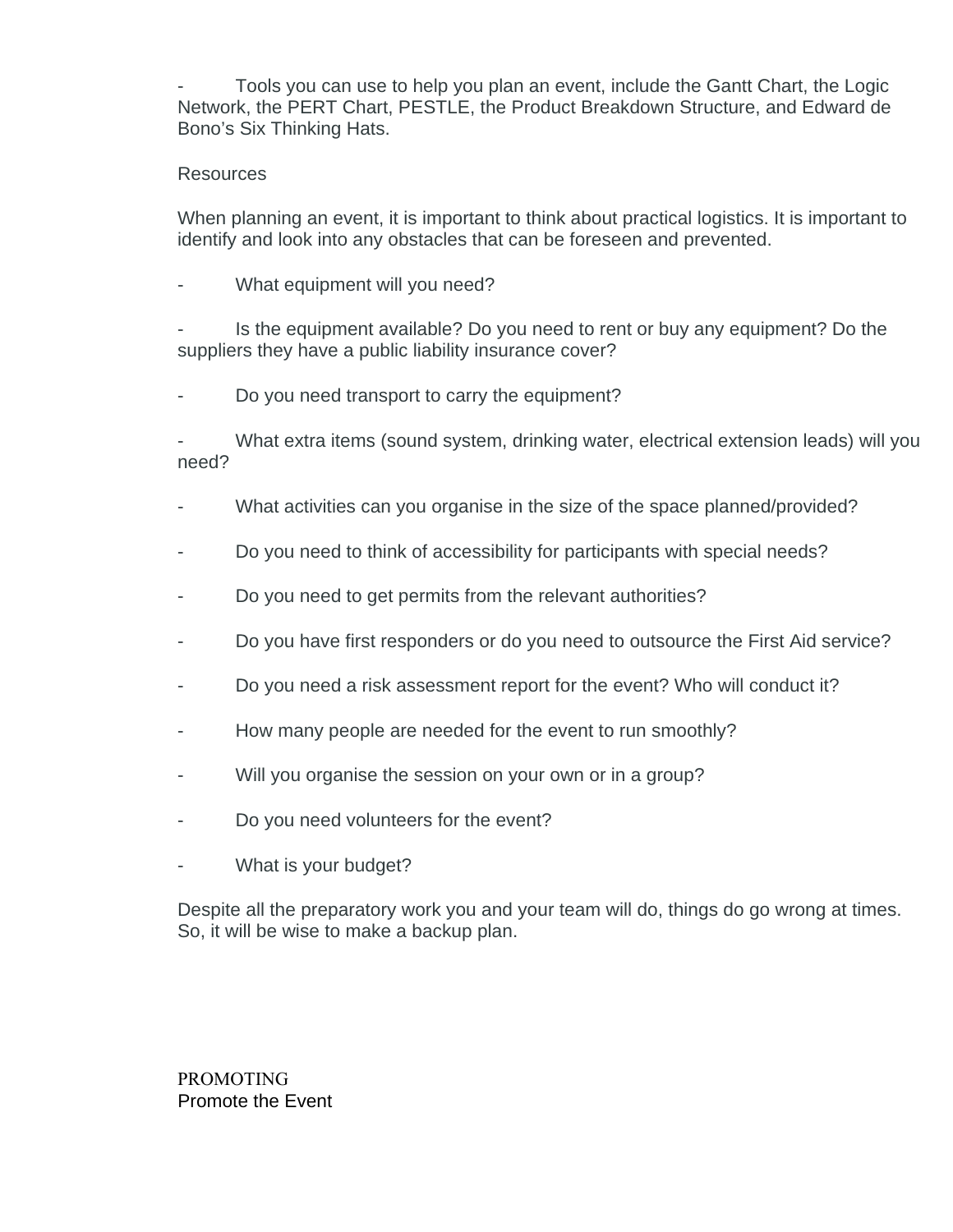- Tools you can use to help you plan an event, include the Gantt Chart, the Logic Network, the PERT Chart, PESTLE, the Product Breakdown Structure, and Edward de Bono's Six Thinking Hats.

Resources

When planning an event, it is important to think about practical logistics. It is important to identify and look into any obstacles that can be foreseen and prevented.

- What equipment will you need?
- Is the equipment available? Do you need to rent or buy any equipment? Do the suppliers they have a public liability insurance cover?
- Do you need transport to carry the equipment?
- What extra items (sound system, drinking water, electrical extension leads) will you need?
- What activities can you organise in the size of the space planned/provided?
- Do you need to think of accessibility for participants with special needs?
- Do you need to get permits from the relevant authorities?
- Do you have first responders or do you need to outsource the First Aid service?
- Do you need a risk assessment report for the event? Who will conduct it?
- How many people are needed for the event to run smoothly?
- Will you organise the session on your own or in a group?
- Do you need volunteers for the event?
- What is your budget?

Despite all the preparatory work you and your team will do, things do go wrong at times. So, it will be wise to make a backup plan.

PROMOTING

Promote the Event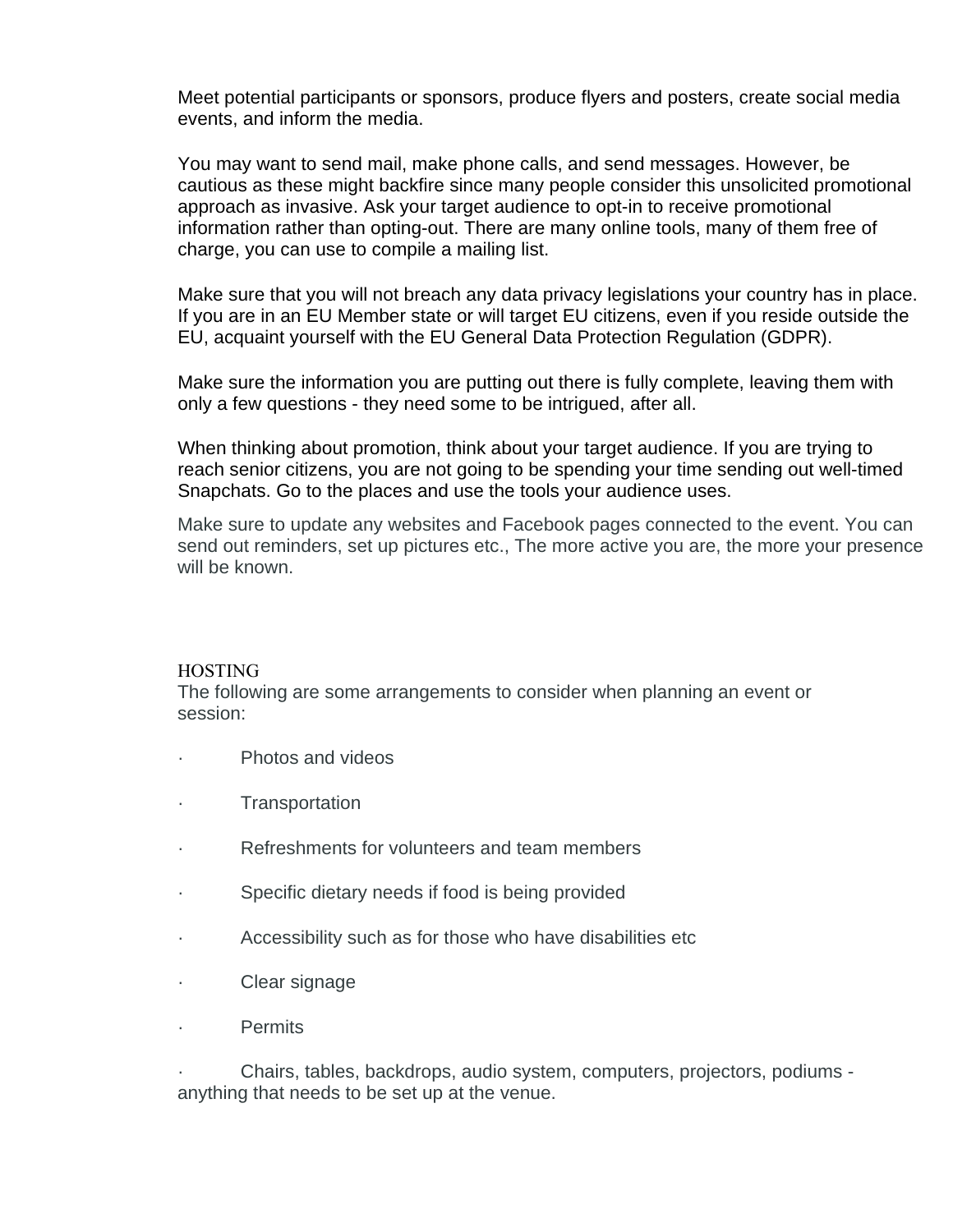Meet potential participants or sponsors, produce flyers and posters, create social media events, and inform the media.

You may want to send mail, make phone calls, and send messages. However, be cautious as these might backfire since many people consider this unsolicited promotional approach as invasive. Ask your target audience to opt-in to receive promotional information rather than opting-out. There are many online tools, many of them free of charge, you can use to compile a mailing list.

Make sure that you will not breach any data privacy legislations your country has in place. If you are in an EU Member state or will target EU citizens, even if you reside outside the EU, acquaint yourself with the EU General Data Protection Regulation (GDPR).

Make sure the information you are putting out there is fully complete, leaving them with only a few questions - they need some to be intrigued, after all.

When thinking about promotion, think about your target audience. If you are trying to reach senior citizens, you are not going to be spending your time sending out well-timed Snapchats. Go to the places and use the tools your audience uses.

Make sure to update any websites and Facebook pages connected to the event. You can send out reminders, set up pictures etc., The more active you are, the more your presence will be known.

## HOSTING

The following are some arrangements to consider when planning an event or session:

- Photos and videos
- Transportation
- Refreshments for volunteers and team members
- Specific dietary needs if food is being provided
- Accessibility such as for those who have disabilities etc
- Clear signage
- Permits
- Chairs, tables, backdrops, audio system, computers, projectors, podiums - anything that needs to be set up at the venue.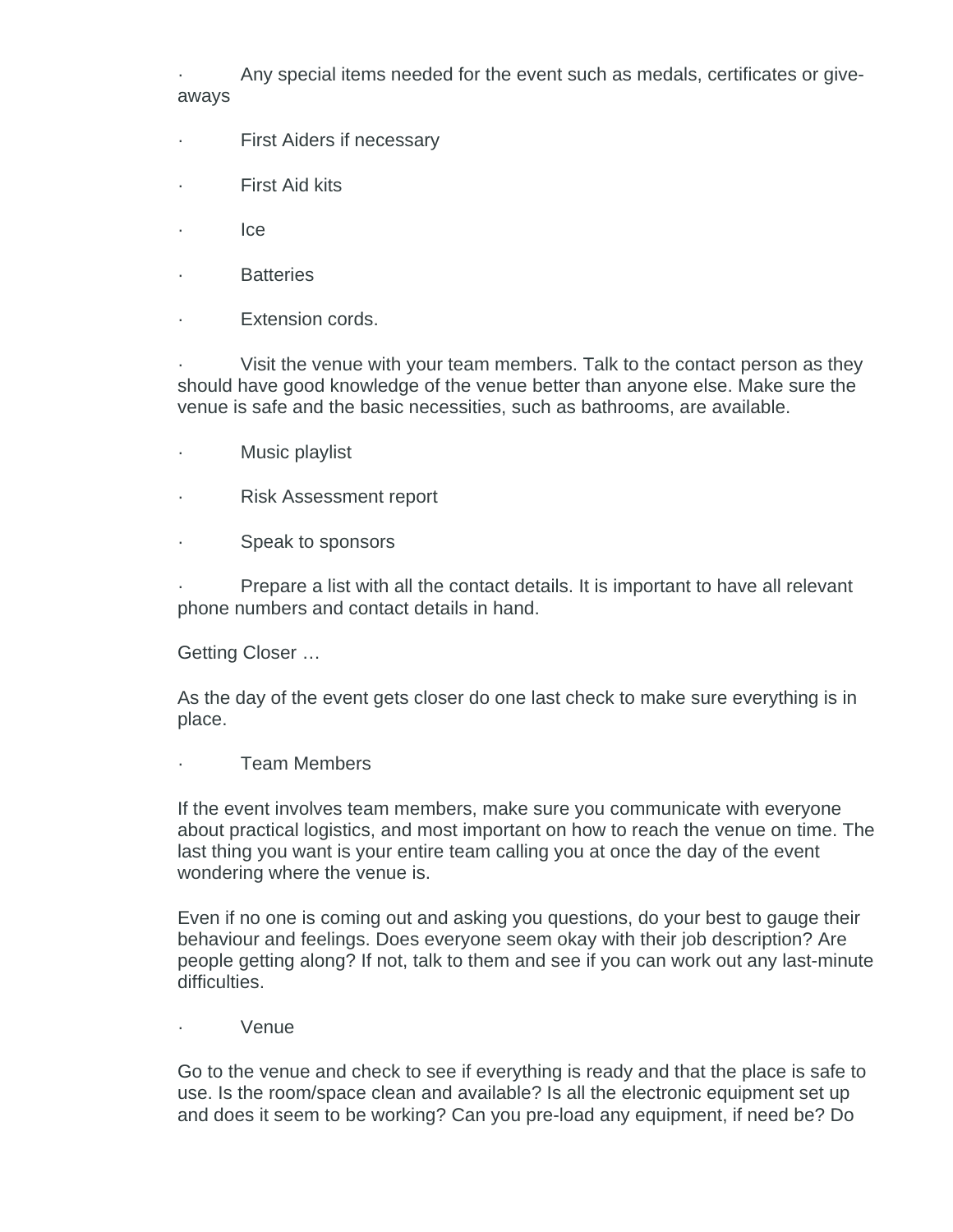- Any special items needed for the event such as medals, certificates or give-aways
- First Aiders if necessary
- First Aid kits
- Ice
- Batteries
- Extension cords.
- Visit the venue with your team members. Talk to the contact person as they should have good knowledge of the venue better than anyone else. Make sure the venue is safe and the basic necessities, such as bathrooms, are available.
- Music playlist
- Risk Assessment report
- Speak to sponsors
- Prepare a list with all the contact details. It is important to have all relevant phone numbers and contact details in hand.

Getting Closer …

As the day of the event gets closer do one last check to make sure everything is in place.

- Team Members

If the event involves team members, make sure you communicate with everyone about practical logistics, and most important on how to reach the venue on time. The last thing you want is your entire team calling you at once the day of the event wondering where the venue is.

Even if no one is coming out and asking you questions, do your best to gauge their behaviour and feelings. Does everyone seem okay with their job description? Are people getting along? If not, talk to them and see if you can work out any last-minute difficulties.

- Venue

Go to the venue and check to see if everything is ready and that the place is safe to use. Is the room/space clean and available? Is all the electronic equipment set up and does it seem to be working? Can you pre-load any equipment, if need be? Do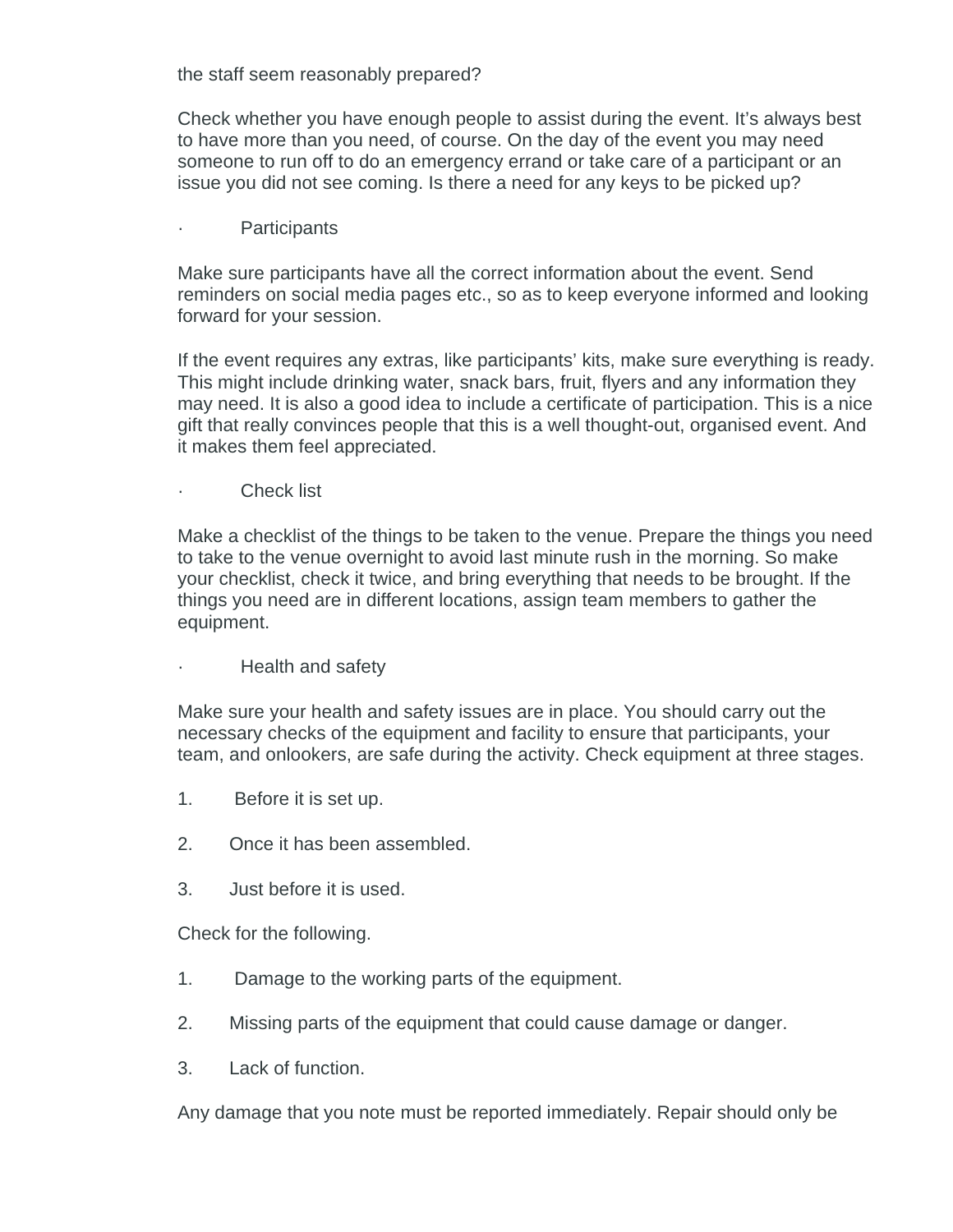the staff seem reasonably prepared?

Check whether you have enough people to assist during the event. It's always best to have more than you need, of course. On the day of the event you may need someone to run off to do an emergency errand or take care of a participant or an issue you did not see coming. Is there a need for any keys to be picked up?

- Participants

Make sure participants have all the correct information about the event. Send reminders on social media pages etc., so as to keep everyone informed and looking forward for your session.

If the event requires any extras, like participants' kits, make sure everything is ready. This might include drinking water, snack bars, fruit, flyers and any information they may need. It is also a good idea to include a certificate of participation. This is a nice gift that really convinces people that this is a well thought-out, organised event. And it makes them feel appreciated.

- Check list

Make a checklist of the things to be taken to the venue. Prepare the things you need to take to the venue overnight to avoid last minute rush in the morning. So make your checklist, check it twice, and bring everything that needs to be brought. If the things you need are in different locations, assign team members to gather the equipment.

- Health and safety

Make sure your health and safety issues are in place. You should carry out the necessary checks of the equipment and facility to ensure that participants, your team, and onlookers, are safe during the activity. Check equipment at three stages.

1. Before it is set up.
2. Once it has been assembled.
3. Just before it is used.

Check for the following.

1. Damage to the working parts of the equipment.
2. Missing parts of the equipment that could cause damage or danger.
3. Lack of function.

Any damage that you note must be reported immediately. Repair should only be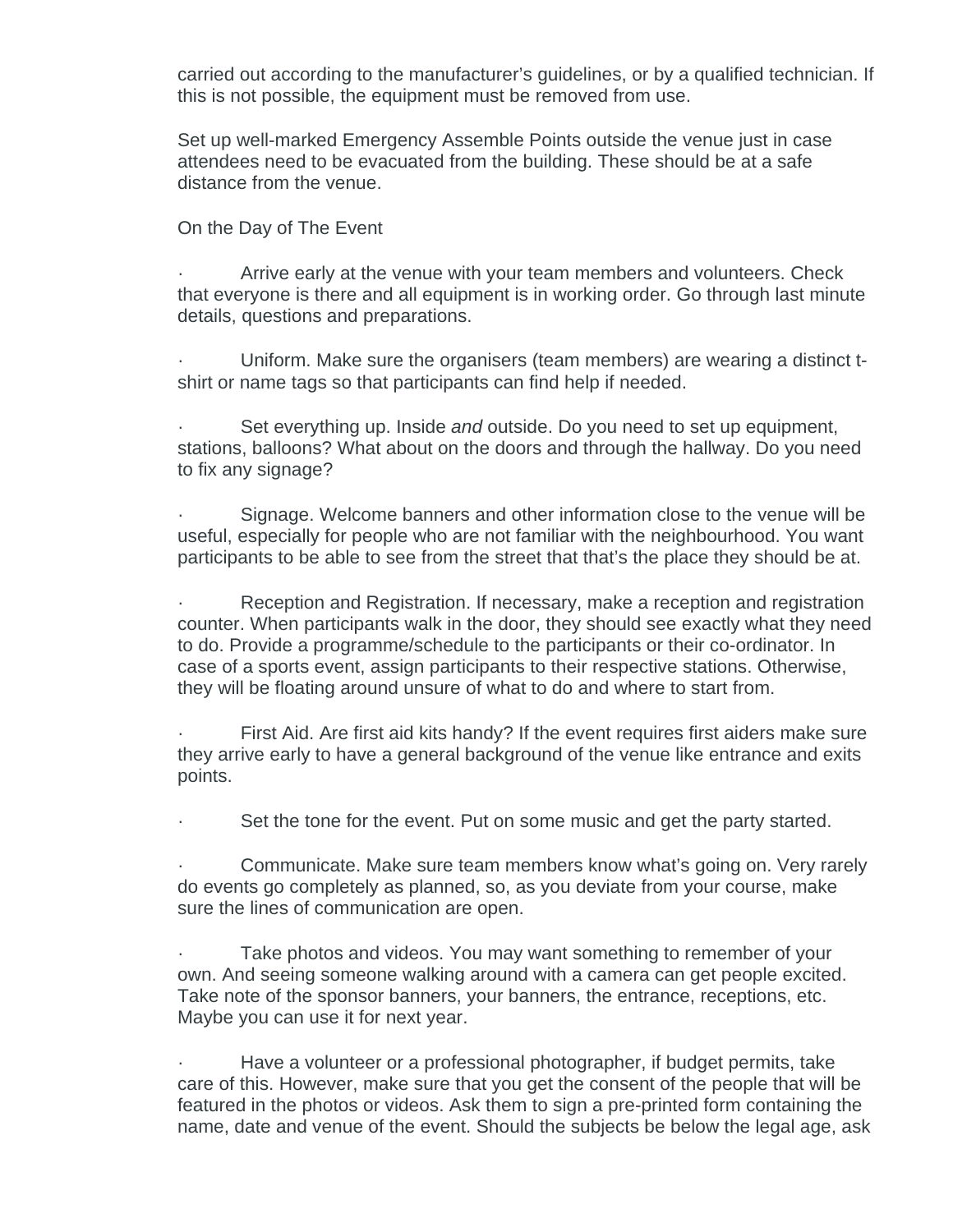carried out according to the manufacturer's guidelines, or by a qualified technician. If this is not possible, the equipment must be removed from use.

Set up well-marked Emergency Assemble Points outside the venue just in case attendees need to be evacuated from the building. These should be at a safe distance from the venue.

On the Day of The Event

- Arrive early at the venue with your team members and volunteers. Check that everyone is there and all equipment is in working order. Go through last minute details, questions and preparations.

- Uniform. Make sure the organisers (team members) are wearing a distinct t-shirt or name tags so that participants can find help if needed.

- Set everything up. Inside *and* outside. Do you need to set up equipment, stations, balloons? What about on the doors and through the hallway. Do you need to fix any signage?

- Signage. Welcome banners and other information close to the venue will be useful, especially for people who are not familiar with the neighbourhood. You want participants to be able to see from the street that that's the place they should be at.

- Reception and Registration. If necessary, make a reception and registration counter. When participants walk in the door, they should see exactly what they need to do. Provide a programme/schedule to the participants or their co-ordinator. In case of a sports event, assign participants to their respective stations. Otherwise, they will be floating around unsure of what to do and where to start from.

- First Aid. Are first aid kits handy? If the event requires first aiders make sure they arrive early to have a general background of the venue like entrance and exits points.

- Set the tone for the event. Put on some music and get the party started.

- Communicate. Make sure team members know what's going on. Very rarely do events go completely as planned, so, as you deviate from your course, make sure the lines of communication are open.

- Take photos and videos. You may want something to remember of your own. And seeing someone walking around with a camera can get people excited. Take note of the sponsor banners, your banners, the entrance, receptions, etc. Maybe you can use it for next year.

- Have a volunteer or a professional photographer, if budget permits, take care of this. However, make sure that you get the consent of the people that will be featured in the photos or videos. Ask them to sign a pre-printed form containing the name, date and venue of the event. Should the subjects be below the legal age, ask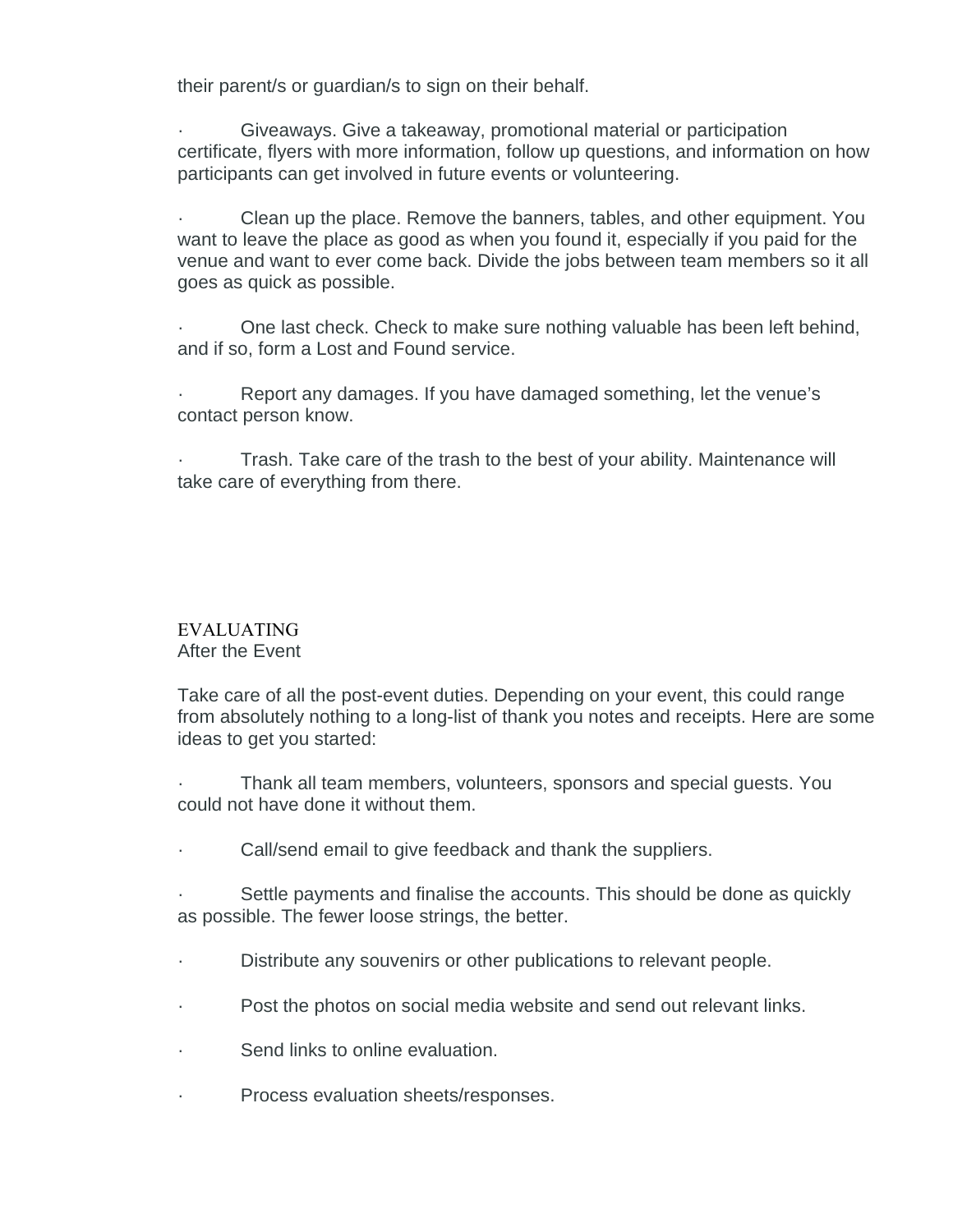their parent/s or guardian/s to sign on their behalf.

- Giveaways. Give a takeaway, promotional material or participation certificate, flyers with more information, follow up questions, and information on how participants can get involved in future events or volunteering.

- Clean up the place. Remove the banners, tables, and other equipment. You want to leave the place as good as when you found it, especially if you paid for the venue and want to ever come back. Divide the jobs between team members so it all goes as quick as possible.

- One last check. Check to make sure nothing valuable has been left behind, and if so, form a Lost and Found service.

- Report any damages. If you have damaged something, let the venue's contact person know.

- Trash. Take care of the trash to the best of your ability. Maintenance will take care of everything from there.

## EVALUATING

### After the Event

Take care of all the post-event duties. Depending on your event, this could range from absolutely nothing to a long-list of thank you notes and receipts. Here are some ideas to get you started:

- Thank all team members, volunteers, sponsors and special guests. You could not have done it without them.

- Call/send email to give feedback and thank the suppliers.

- Settle payments and finalise the accounts. This should be done as quickly as possible. The fewer loose strings, the better.

- Distribute any souvenirs or other publications to relevant people.

- Post the photos on social media website and send out relevant links.

- Send links to online evaluation.

- Process evaluation sheets/responses.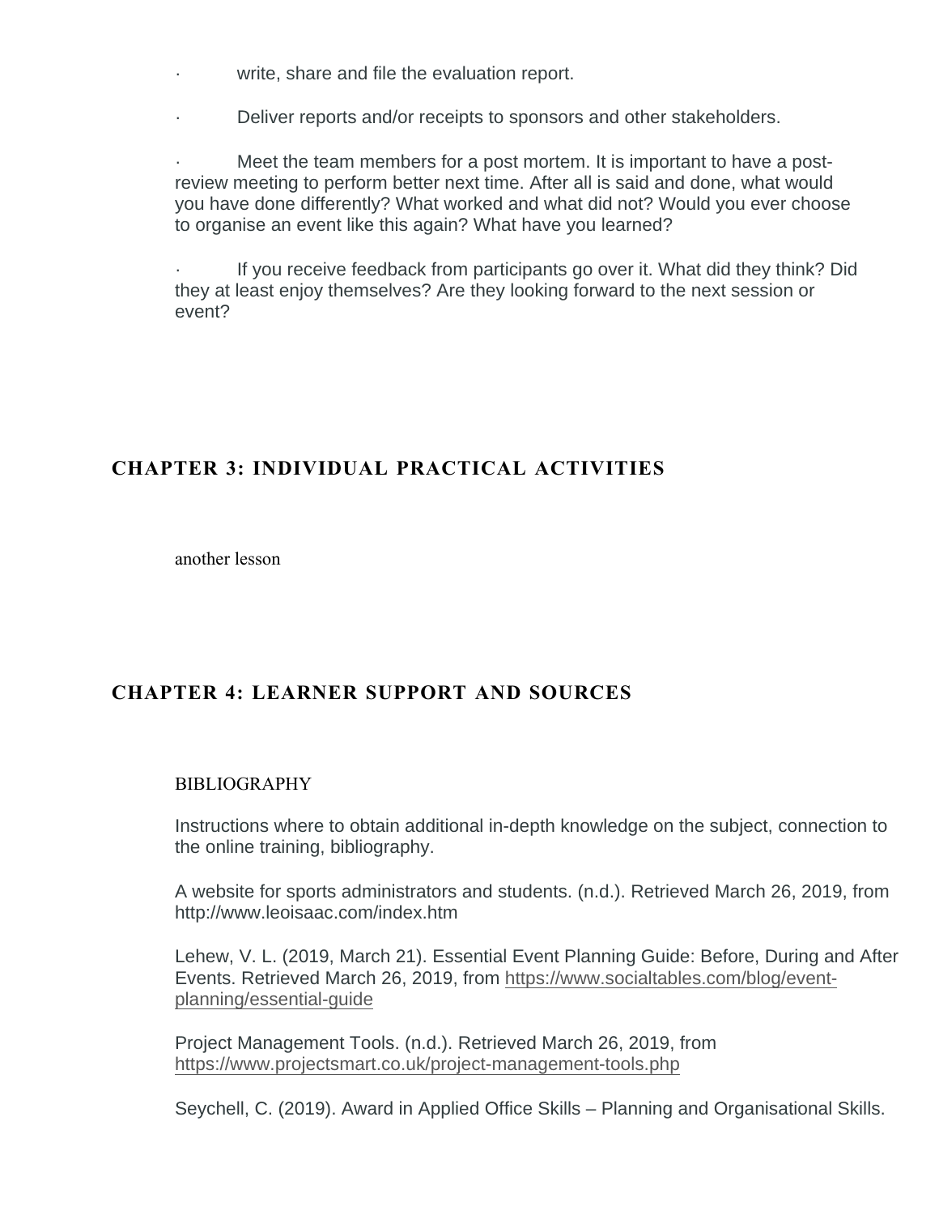- write, share and file the evaluation report.

- Deliver reports and/or receipts to sponsors and other stakeholders.

- Meet the team members for a post mortem. It is important to have a post-review meeting to perform better next time. After all is said and done, what would you have done differently? What worked and what did not? Would you ever choose to organise an event like this again? What have you learned?

- If you receive feedback from participants go over it. What did they think? Did they at least enjoy themselves? Are they looking forward to the next session or event?

## CHAPTER 3: INDIVIDUAL PRACTICAL ACTIVITIES

another lesson

## CHAPTER 4: LEARNER SUPPORT AND SOURCES

BIBLIOGRAPHY

Instructions where to obtain additional in-depth knowledge on the subject, connection to the online training, bibliography.

A website for sports administrators and students. (n.d.). Retrieved March 26, 2019, from http://www.leoisaac.com/index.htm

Lehew, V. L. (2019, March 21). Essential Event Planning Guide: Before, During and After Events. Retrieved March 26, 2019, from https://www.socialtables.com/blog/event-planning/essential-guide

Project Management Tools. (n.d.). Retrieved March 26, 2019, from https://www.projectsmart.co.uk/project-management-tools.php

Seychell, C. (2019). Award in Applied Office Skills – Planning and Organisational Skills.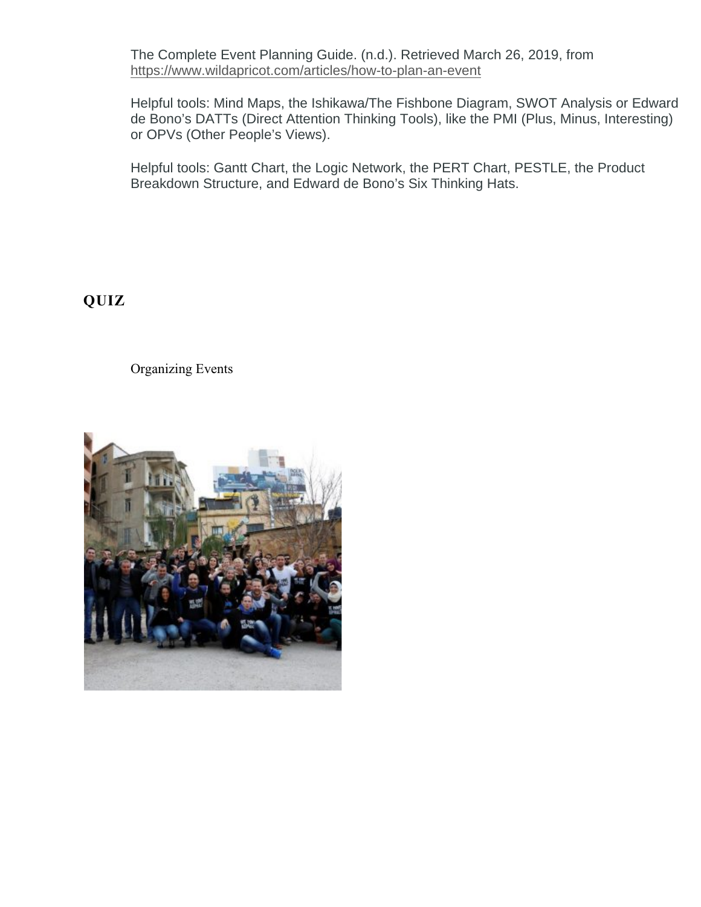The Complete Event Planning Guide. (n.d.). Retrieved March 26, 2019, from https://www.wildapricot.com/articles/how-to-plan-an-event

Helpful tools: Mind Maps, the Ishikawa/The Fishbone Diagram, SWOT Analysis or Edward de Bono's DATTs (Direct Attention Thinking Tools), like the PMI (Plus, Minus, Interesting) or OPVs (Other People's Views).

Helpful tools: Gantt Chart, the Logic Network, the PERT Chart, PESTLE, the Product Breakdown Structure, and Edward de Bono's Six Thinking Hats.

## QUIZ

Organizing Events